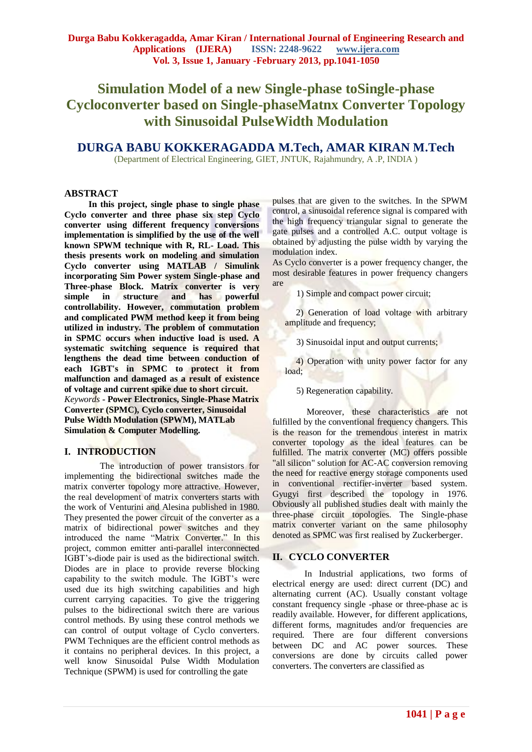# Simulation Model of a new Single-phase toSingle-phase Cycloconverter based on Single-phaseMatnx Converter Topology with Sinusoidal PulseWidth Modulation

## DURGA BABU KOKKERAGADDA M.Tech, AMAR KIRAN M.Tech

(Department of Electrical Engineering, GIET, JNTUK, Rajahmundry, A .P, INDIA )

## ABSTRACT

**In this project, single phase to single phase Cyclo converter and three phase six step Cyclo converter using different frequency conversions implementation is simplified by the use of the well known SPWM technique with R, RL- Load. This thesis presents work on modeling and simulation Cyclo converter using MATLAB / Simulink incorporating Sim Power system Single-phase and Three-phase Block. Matrix converter is very simple in structure and has powerful controllability. However, commutation problem and complicated PWM method keep it from being utilized in industry. The problem of commutation in SPMC occurs when inductive load is used. A systematic switching sequence is required that lengthens the dead time between conduction of each IGBT's in SPMC to protect it from malfunction and damaged as a result of existence of voltage and current spike due to short circuit.**

*Keywords* - **Power Electronics, Single-Phase Matrix Converter (SPMC), Cyclo converter, Sinusoidal Pulse Width Modulation (SPWM), MATLab Simulation & Computer Modelling.**

## I. INTRODUCTION

The introduction of power transistors for implementing the bidirectional switches made the matrix converter topology more attractive. However, the real development of matrix converters starts with the work of Venturini and Alesina published in 1980. They presented the power circuit of the converter as a matrix of bidirectional power switches and they introduced the name "Matrix Converter." In this project, common emitter anti-parallel interconnected IGBT's-diode pair is used as the bidirectional switch. Diodes are in place to provide reverse blocking capability to the switch module. The IGBT's were used due its high switching capabilities and high current carrying capacities. To give the triggering pulses to the bidirectional switch there are various control methods. By using these control methods we can control of output voltage of Cyclo converters. PWM Techniques are the efficient control methods as it contains no peripheral devices. In this project, a well know Sinusoidal Pulse Width Modulation Technique (SPWM) is used for controlling the gate pulses that are given to the switches. In the SPWM control, a sinusoidal reference signal is compared with the high frequency triangular signal to generate the gate pulses and a controlled A.C. output voltage is obtained by adjusting the pulse width by varying the modulation index.

As Cyclo converter is a power frequency changer, the most desirable features in power frequency changers are

1) Simple and compact power circuit;

2) Generation of load voltage with arbitrary amplitude and frequency;

3) Sinusoidal input and output currents;

4) Operation with unity power factor for any load;

5) Regeneration capability.

Moreover, these characteristics are not fulfilled by the conventional frequency changers. This is the reason for the tremendous interest in matrix converter topology as the ideal features can be fulfilled. The matrix converter (MC) offers possible "all silicon" solution for AC-AC conversion removing the need for reactive energy storage components used in conventional rectifier-inverter based system. Gyugyi first described the topology in 1976. Obviously all published studies dealt with mainly the three-phase circuit topologies. The Single-phase matrix converter variant on the same philosophy denoted as SPMC was first realised by Zuckerberger.

## II. CYCLO CONVERTER

In Industrial applications, two forms of electrical energy are used: direct current (DC) and alternating current (AC). Usually constant voltage constant frequency single -phase or three-phase ac is readily available. However, for different applications, different forms, magnitudes and/or frequencies are required. There are four different conversions between DC and AC power sources. These conversions are done by circuits called power converters. The converters are classified as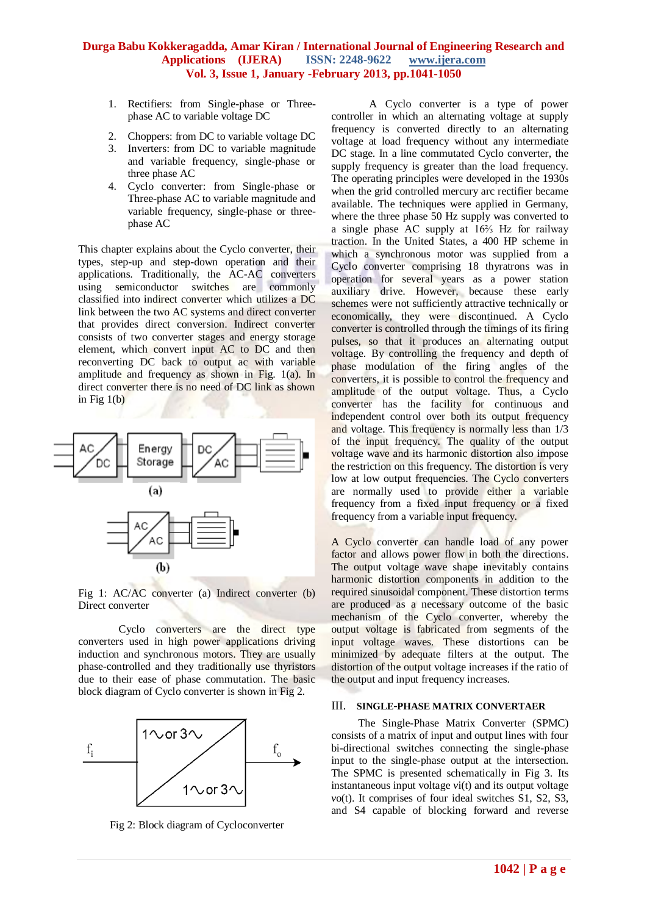1. Rectifiers: from Single-phase or Three-phase AC to variable voltage DC
2. Choppers: from DC to variable voltage DC
3. Inverters: from DC to variable magnitude and variable frequency, single-phase or three phase AC
4. Cyclo converter: from Single-phase or Three-phase AC to variable magnitude and variable frequency, single-phase or three-phase AC

This chapter explains about the Cyclo converter, their types, step-up and step-down operation and their applications. Traditionally, the AC-AC converters using semiconductor switches are commonly classified into indirect converter which utilizes a DC link between the two AC systems and direct converter that provides direct conversion. Indirect converter consists of two converter stages and energy storage element, which convert input AC to DC and then reconverting DC back to output ac with variable amplitude and frequency as shown in Fig. 1(a). In direct converter there is no need of DC link as shown in Fig 1(b)

Fig 1: AC/AC converter (a) Indirect converter (b) Direct converter

Cyclo converters are the direct type converters used in high power applications driving induction and synchronous motors. They are usually phase-controlled and they traditionally use thyristors due to their ease of phase commutation. The basic block diagram of Cyclo converter is shown in Fig 2.

Fig 2: Block diagram of Cycloconverter

A Cyclo converter is a type of power controller in which an alternating voltage at supply frequency is converted directly to an alternating voltage at load frequency without any intermediate DC stage. In a line commutated Cyclo converter, the supply frequency is greater than the load frequency. The operating principles were developed in the 1930s when the grid controlled mercury arc rectifier became available. The techniques were applied in Germany, where the three phase 50 Hz supply was converted to a single phase AC supply at 16⅔ Hz for railway traction. In the United States, a 400 HP scheme in which a synchronous motor was supplied from a Cyclo converter comprising 18 thyratrons was in operation for several years as a power station auxiliary drive. However, because these early schemes were not sufficiently attractive technically or economically, they were discontinued. A Cyclo converter is controlled through the timings of its firing pulses, so that it produces an alternating output voltage. By controlling the frequency and depth of phase modulation of the firing angles of the converters, it is possible to control the frequency and amplitude of the output voltage. Thus, a Cyclo converter has the facility for continuous and independent control over both its output frequency and voltage. This frequency is normally less than 1/3 of the input frequency. The quality of the output voltage wave and its harmonic distortion also impose the restriction on this frequency. The distortion is very low at low output frequencies. The Cyclo converters are normally used to provide either a variable frequency from a fixed input frequency or a fixed frequency from a variable input frequency.

A Cyclo converter can handle load of any power factor and allows power flow in both the directions. The output voltage wave shape inevitably contains harmonic distortion components in addition to the required sinusoidal component. These distortion terms are produced as a necessary outcome of the basic mechanism of the Cyclo converter, whereby the output voltage is fabricated from segments of the input voltage waves. These distortions can be minimized by adequate filters at the output. The distortion of the output voltage increases if the ratio of the output and input frequency increases.

## III. SINGLE-PHASE MATRIX CONVERTAER

The Single-Phase Matrix Converter (SPMC) consists of a matrix of input and output lines with four bi-directional switches connecting the single-phase input to the single-phase output at the intersection. The SPMC is presented schematically in Fig 3. Its instantaneous input voltage *vi*(t) and its output voltage *vo*(t). It comprises of four ideal switches S1, S2, S3, and S4 capable of blocking forward and reverse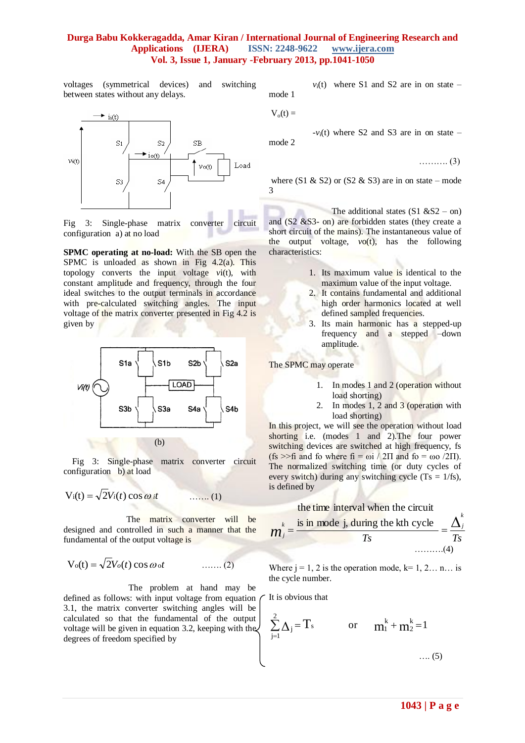voltages (symmetrical devices) and switching between states without any delays.

Fig 3: Single-phase matrix converter circuit configuration a) at no load

**SPMC operating at no-load:** With the SB open the SPMC is unloaded as shown in Fig 4.2(a). This topology converts the input voltage $v_i(t)$, with constant amplitude and frequency, through the four ideal switches to the output terminals in accordance with pre-calculated switching angles. The input voltage of the matrix converter presented in Fig 4.2 is given by

(b)

Fig 3: Single-phase matrix converter circuit configuration b) at load

$$V_i(t) = \sqrt{2}V_i(t)\cos\omega_i t \quad \text{……. (1)}$$

The matrix converter will be designed and controlled in such a manner that the fundamental of the output voltage is

$$V_o(t) = \sqrt{2}V_o(t)\cos\omega_o t \quad \text{……. (2)}$$

The problem at hand may be defined as follows: with input voltage from equation 3.1, the matrix converter switching angles will be calculated so that the fundamental of the output voltage will be given in equation 3.2, keeping with the degrees of freedom specified by

$$V_o(t) = \begin{cases} v_i(t) & \text{where S1 and S2 are in on state – mode 1} \\ -v_i(t) & \text{where S2 and S3 are in on state – mode 2} \\ & \text{where (S1 \& S2) or (S2 \& S3) are in on state – mode 3} \end{cases} \quad \text{………. (3)}$$

The additional states (S1 &S2 – on) and (S2 &S3- on) are forbidden states (they create a short circuit of the mains). The instantaneous value of the output voltage, $v_o(t)$, has the following characteristics:

1. Its maximum value is identical to the maximum value of the input voltage.
2. It contains fundamental and additional high order harmonics located at well defined sampled frequencies.
3. Its main harmonic has a stepped-up frequency and a stepped –down amplitude.

The SPMC may operate

1. In modes 1 and 2 (operation without load shorting)
2. In modes 1, 2 and 3 (operation with load shorting)

In this project, we will see the operation without load shorting i.e. (modes 1 and 2).The four power switching devices are switched at high frequency, fs (fs >>fi and fo where fi = ωi / 2Π and fo = ωo /2Π). The normalized switching time (or duty cycles of every switch) during any switching cycle (Ts = 1/fs), is defined by

$$m_j^k = \frac{\text{the time interval when the circuit is in mode j, during the kth cycle}}{Ts} = \frac{\Delta_j^k}{Ts} \quad \text{……….(4)}$$

Where j = 1, 2 is the operation mode, k= 1, 2… n… is the cycle number.

It is obvious that

$$\sum_{j=1}^{2}\Delta_j = T_s \quad \text{or} \quad m_1^k + m_2^k = 1 \quad \text{…. (5)}$$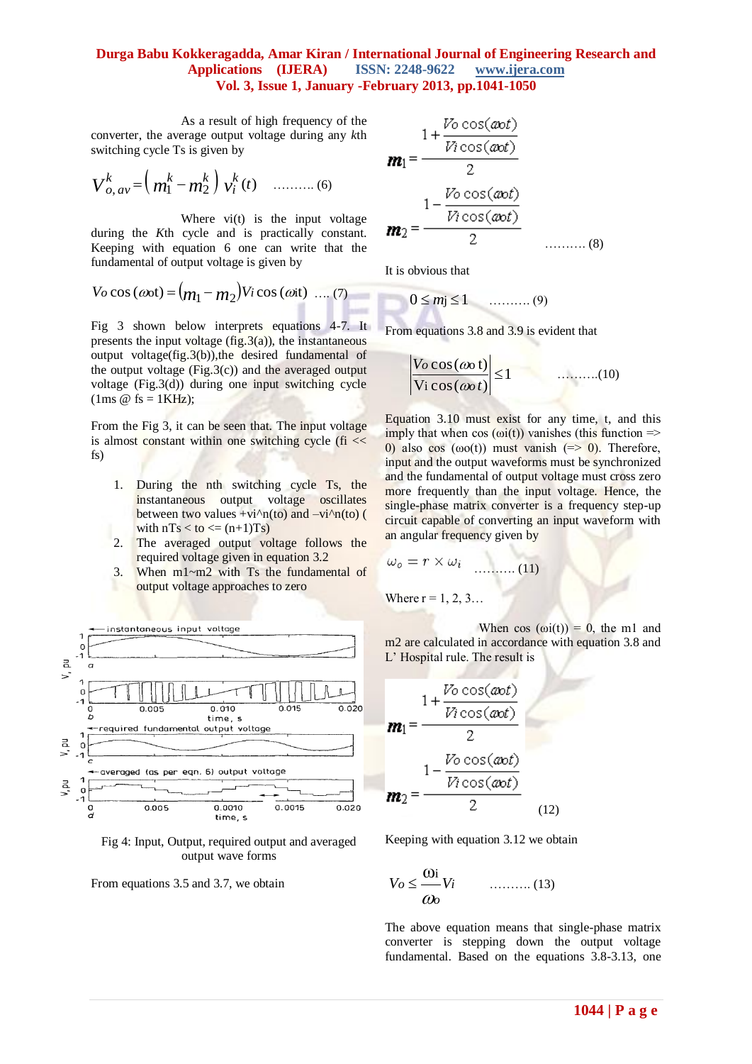As a result of high frequency of the converter, the average output voltage during any *k*th switching cycle Ts is given by

$$V_{o,av}^{k} = \left( m_1^k - m_2^k \right) v_i^k(t) \quad \text{.......... (6)}$$

Where vi(t) is the input voltage during the *K*th cycle and is practically constant. Keeping with equation 6 one can write that the fundamental of output voltage is given by

$$Vo\cos(\omega ot) = (m_1 - m_2) Vi\cos(\omega it) \quad \text{.... (7)}$$

Fig 3 shown below interprets equations 4-7. It presents the input voltage (fig.3(a)), the instantaneous output voltage(fig.3(b)),the desired fundamental of the output voltage (Fig.3(c)) and the averaged output voltage (Fig.3(d)) during one input switching cycle (1ms @ fs = 1KHz);

From the Fig 3, it can be seen that. The input voltage is almost constant within one switching cycle (fi << fs)

1. During the nth switching cycle Ts, the instantaneous output voltage oscillates between two values +vi^n(to) and –vi^n(to) ( with nTs < to <= (n+1)Ts)
2. The averaged output voltage follows the required voltage given in equation 3.2
3. When m1~m2 with Ts the fundamental of output voltage approaches to zero

Fig 4: Input, Output, required output and averaged output wave forms

From equations 3.5 and 3.7, we obtain

$$m_1 = \frac{1 + \dfrac{Vo\cos(\omega ot)}{Vi\cos(\omega ot)}}{2}$$

$$m_2 = \frac{1 - \dfrac{Vo\cos(\omega ot)}{Vi\cos(\omega ot)}}{2} \quad \text{.......... (8)}$$

It is obvious that

$$0 \le mj \le 1 \quad \text{.......... (9)}$$

From equations 3.8 and 3.9 is evident that

$$\left| \frac{Vo\cos(\omega o\, t)}{Vi\cos(\omega o\, t)} \right| \le 1 \quad \text{.........(10)}$$

Equation 3.10 must exist for any time, t, and this imply that when cos (ωi(t)) vanishes (this function => 0) also cos (ωo(t)) must vanish (=> 0). Therefore, input and the output waveforms must be synchronized and the fundamental of output voltage must cross zero more frequently than the input voltage. Hence, the single-phase matrix converter is a frequency step-up circuit capable of converting an input waveform with an angular frequency given by

$$\omega_o = r \times \omega_i \quad \text{.......... (11)}$$

Where r = 1, 2, 3…

When cos (ωi(t)) = 0, the m1 and m2 are calculated in accordance with equation 3.8 and L' Hospital rule. The result is

$$m_1 = \frac{1 + \dfrac{Vo\cos(\omega ot)}{Vi\cos(\omega ot)}}{2}$$

$$m_2 = \frac{1 - \dfrac{Vo\cos(\omega ot)}{Vi\cos(\omega ot)}}{2} \quad (12)$$

Keeping with equation 3.12 we obtain

$$Vo \le \frac{\omega i}{\omega o} Vi \quad \text{.......... (13)}$$

The above equation means that single-phase matrix converter is stepping down the output voltage fundamental. Based on the equations 3.8-3.13, one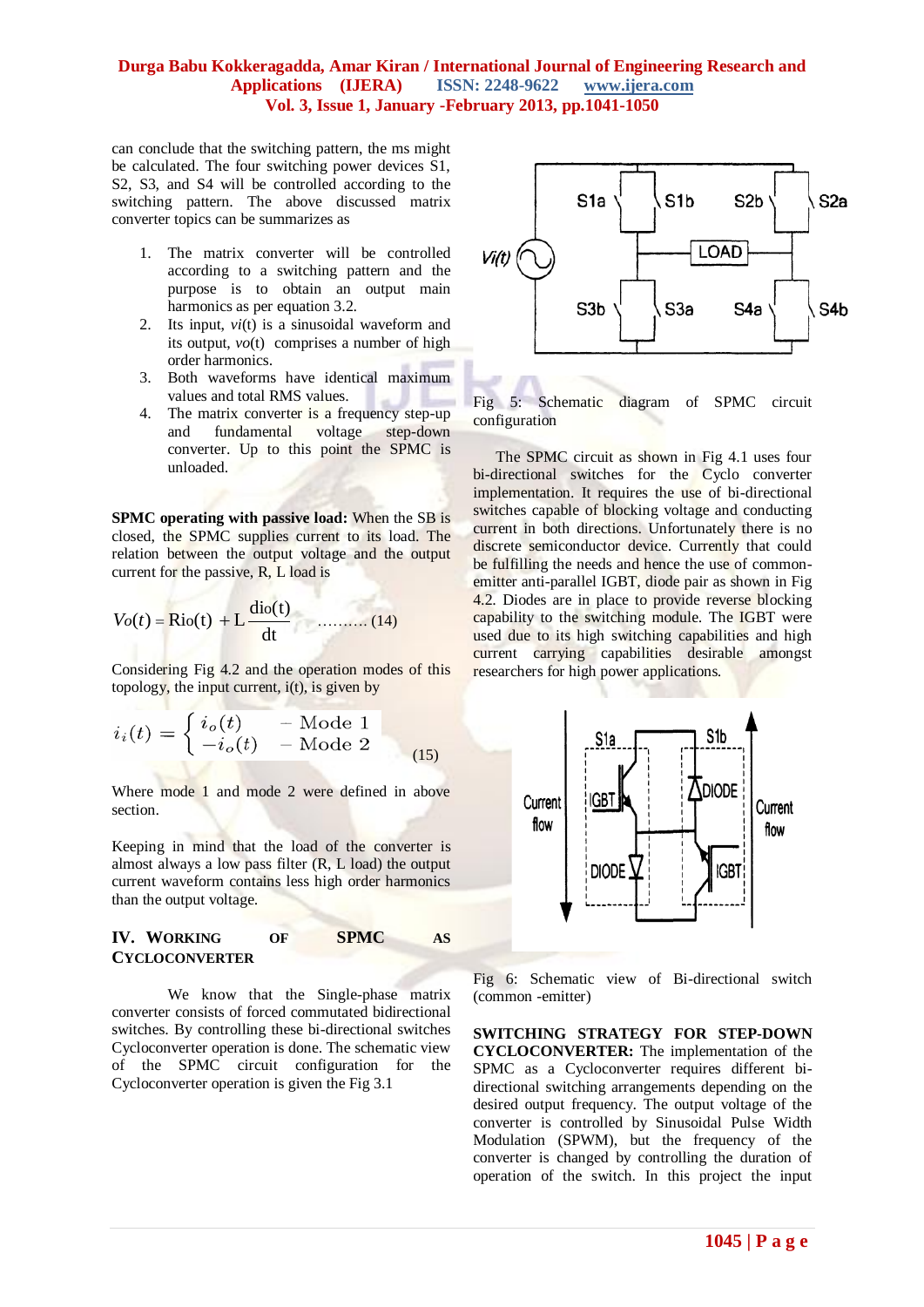can conclude that the switching pattern, the ms might be calculated. The four switching power devices S1, S2, S3, and S4 will be controlled according to the switching pattern. The above discussed matrix converter topics can be summarizes as

1. The matrix converter will be controlled according to a switching pattern and the purpose is to obtain an output main harmonics as per equation 3.2.
2. Its input, *vi*(t) is a sinusoidal waveform and its output, *vo*(t) comprises a number of high order harmonics.
3. Both waveforms have identical maximum values and total RMS values.
4. The matrix converter is a frequency step-up and fundamental voltage step-down converter. Up to this point the SPMC is unloaded.

**SPMC operating with passive load:** When the SB is closed, the SPMC supplies current to its load. The relation between the output voltage and the output current for the passive, R, L load is

$$Vo(t) = \text{Rio(t)} + \text{L}\frac{\text{dio(t)}}{\text{dt}} \quad \text{.......... (14)}$$

Considering Fig 4.2 and the operation modes of this topology, the input current, i(t), is given by

$$i_i(t) = \begin{cases} i_o(t) & - \text{Mode 1} \\ -i_o(t) & - \text{Mode 2} \end{cases} \quad (15)$$

Where mode 1 and mode 2 were defined in above section.

Keeping in mind that the load of the converter is almost always a low pass filter (R, L load) the output current waveform contains less high order harmonics than the output voltage.

## IV. WORKING OF SPMC AS CYCLOCONVERTER

We know that the Single-phase matrix converter consists of forced commutated bidirectional switches. By controlling these bi-directional switches Cycloconverter operation is done. The schematic view of the SPMC circuit configuration for the Cycloconverter operation is given the Fig 3.1

Fig 5: Schematic diagram of SPMC circuit configuration

The SPMC circuit as shown in Fig 4.1 uses four bi-directional switches for the Cyclo converter implementation. It requires the use of bi-directional switches capable of blocking voltage and conducting current in both directions. Unfortunately there is no discrete semiconductor device. Currently that could be fulfilling the needs and hence the use of common-emitter anti-parallel IGBT, diode pair as shown in Fig 4.2. Diodes are in place to provide reverse blocking capability to the switching module. The IGBT were used due to its high switching capabilities and high current carrying capabilities desirable amongst researchers for high power applications.

Fig 6: Schematic view of Bi-directional switch (common -emitter)

**SWITCHING STRATEGY FOR STEP-DOWN CYCLOCONVERTER:** The implementation of the SPMC as a Cycloconverter requires different bi-directional switching arrangements depending on the desired output frequency. The output voltage of the converter is controlled by Sinusoidal Pulse Width Modulation (SPWM), but the frequency of the converter is changed by controlling the duration of operation of the switch. In this project the input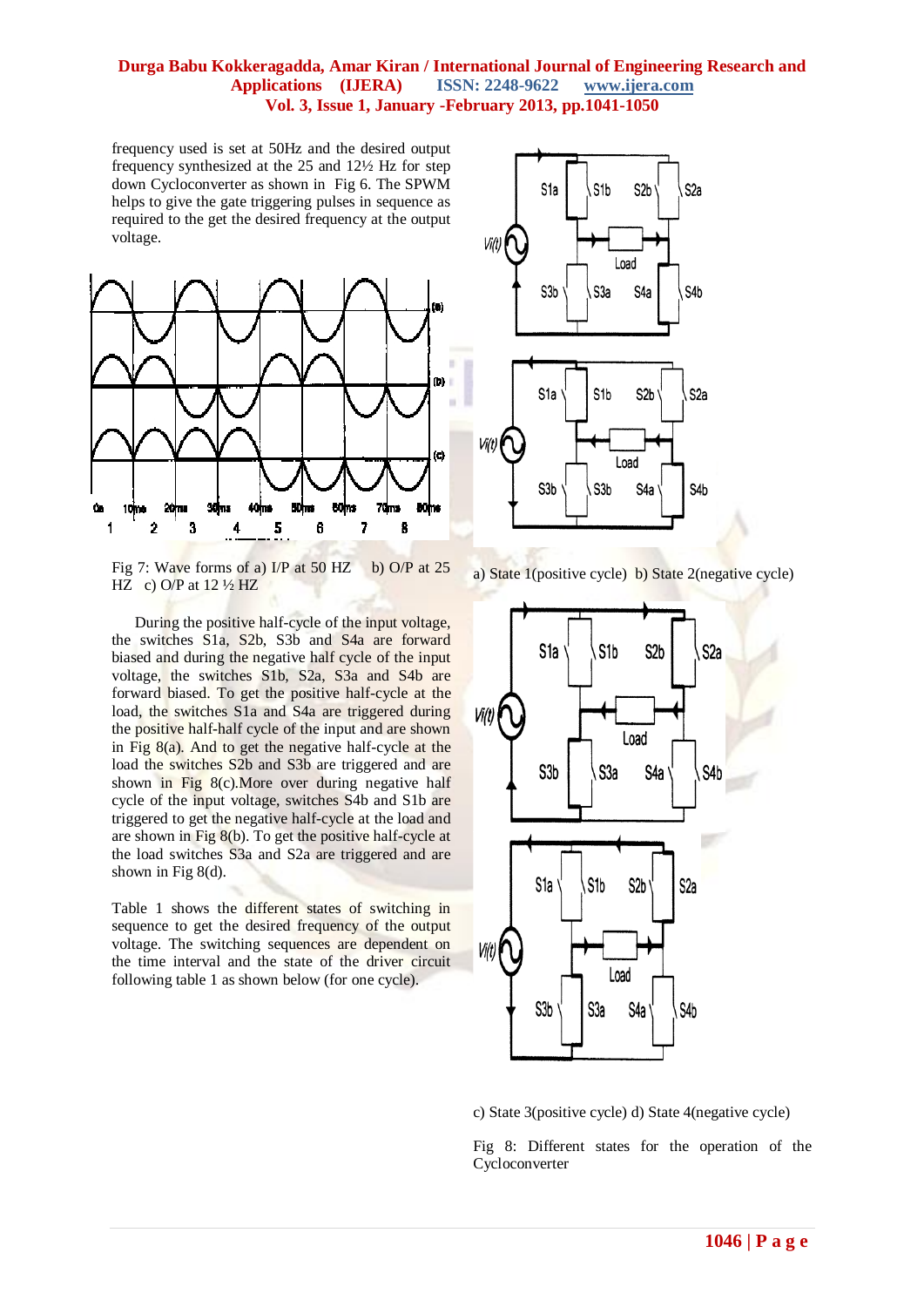frequency used is set at 50Hz and the desired output frequency synthesized at the 25 and 12½ Hz for step down Cycloconverter as shown in Fig 6. The SPWM helps to give the gate triggering pulses in sequence as required to the get the desired frequency at the output voltage.

Fig 7: Wave forms of a) I/P at 50 HZ b) O/P at 25 HZ c) O/P at 12 ½ HZ

During the positive half-cycle of the input voltage, the switches S1a, S2b, S3b and S4a are forward biased and during the negative half cycle of the input voltage, the switches S1b, S2a, S3a and S4b are forward biased. To get the positive half-cycle at the load, the switches S1a and S4a are triggered during the positive half-half cycle of the input and are shown in Fig 8(a). And to get the negative half-cycle at the load the switches S2b and S3b are triggered and are shown in Fig 8(c).More over during negative half cycle of the input voltage, switches S4b and S1b are triggered to get the negative half-cycle at the load and are shown in Fig 8(b). To get the positive half-cycle at the load switches S3a and S2a are triggered and are shown in Fig 8(d).

Table 1 shows the different states of switching in sequence to get the desired frequency of the output voltage. The switching sequences are dependent on the time interval and the state of the driver circuit following table 1 as shown below (for one cycle).

a) State 1(positive cycle) b) State 2(negative cycle)

c) State 3(positive cycle) d) State 4(negative cycle)

Fig 8: Different states for the operation of the Cycloconverter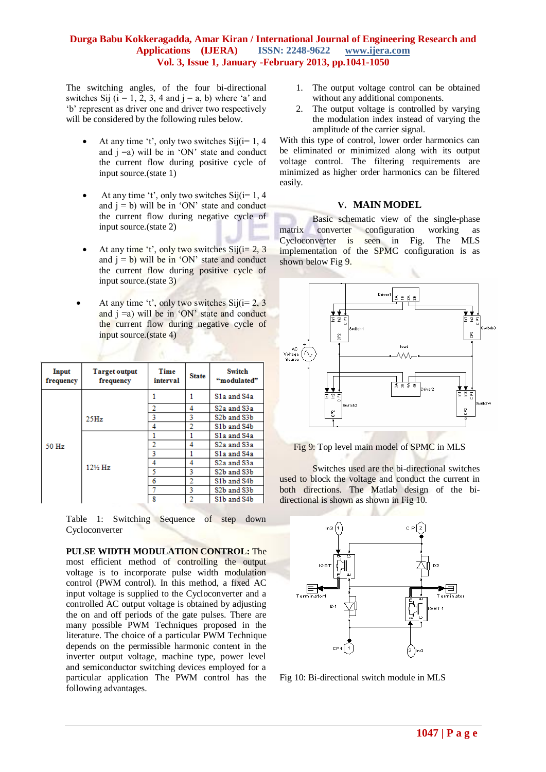The switching angles, of the four bi-directional switches Sij (i = 1, 2, 3, 4 and j = a, b) where 'a' and 'b' represent as driver one and driver two respectively will be considered by the following rules below.

- At any time 't', only two switches Sij(i= 1, 4 and j =a) will be in 'ON' state and conduct the current flow during positive cycle of input source.(state 1)
- At any time 't', only two switches Sij(i= 1, 4 and j = b) will be in 'ON' state and conduct the current flow during negative cycle of input source.(state 2)
- At any time 't', only two switches Sij(i= 2, 3 and j = b) will be in 'ON' state and conduct the current flow during positive cycle of input source.(state 3)
- At any time 't', only two switches Sij(i= 2, 3 and j =a) will be in 'ON' state and conduct the current flow during negative cycle of input source.(state 4)

| Input frequency | Target output frequency | Time interval | State | Switch "modulated" |
|---|---|---|---|---|
| 50 Hz | 25Hz | 1 | 1 | S1a and S4a |
| | | 2 | 4 | S2a and S3a |
| | | 3 | 3 | S2b and S3b |
| | | 4 | 2 | S1b and S4b |
| | 12½ Hz | 1 | 1 | S1a and S4a |
| | | 2 | 4 | S2a and S3a |
| | | 3 | 1 | S1a and S4a |
| | | 4 | 4 | S2a and S3a |
| | | 5 | 3 | S2b and S3b |
| | | 6 | 2 | S1b and S4b |
| | | 7 | 3 | S2b and S3b |
| | | 8 | 2 | S1b and S4b |

Table 1: Switching Sequence of step down Cycloconverter

**PULSE WIDTH MODULATION CONTROL:** The most efficient method of controlling the output voltage is to incorporate pulse width modulation control (PWM control). In this method, a fixed AC input voltage is supplied to the Cycloconverter and a controlled AC output voltage is obtained by adjusting the on and off periods of the gate pulses. There are many possible PWM Techniques proposed in the literature. The choice of a particular PWM Technique depends on the permissible harmonic content in the inverter output voltage, machine type, power level and semiconductor switching devices employed for a particular application The PWM control has the following advantages.

1. The output voltage control can be obtained without any additional components.
2. The output voltage is controlled by varying the modulation index instead of varying the amplitude of the carrier signal.

With this type of control, lower order harmonics can be eliminated or minimized along with its output voltage control. The filtering requirements are minimized as higher order harmonics can be filtered easily.

## V. MAIN MODEL

Basic schematic view of the single-phase matrix converter configuration working as Cycloconverter is seen in Fig. The MLS implementation of the SPMC configuration is as shown below Fig 9.

Fig 9: Top level main model of SPMC in MLS

Switches used are the bi-directional switches used to block the voltage and conduct the current in both directions. The Matlab design of the bi-directional is shown as shown in Fig 10.

Fig 10: Bi-directional switch module in MLS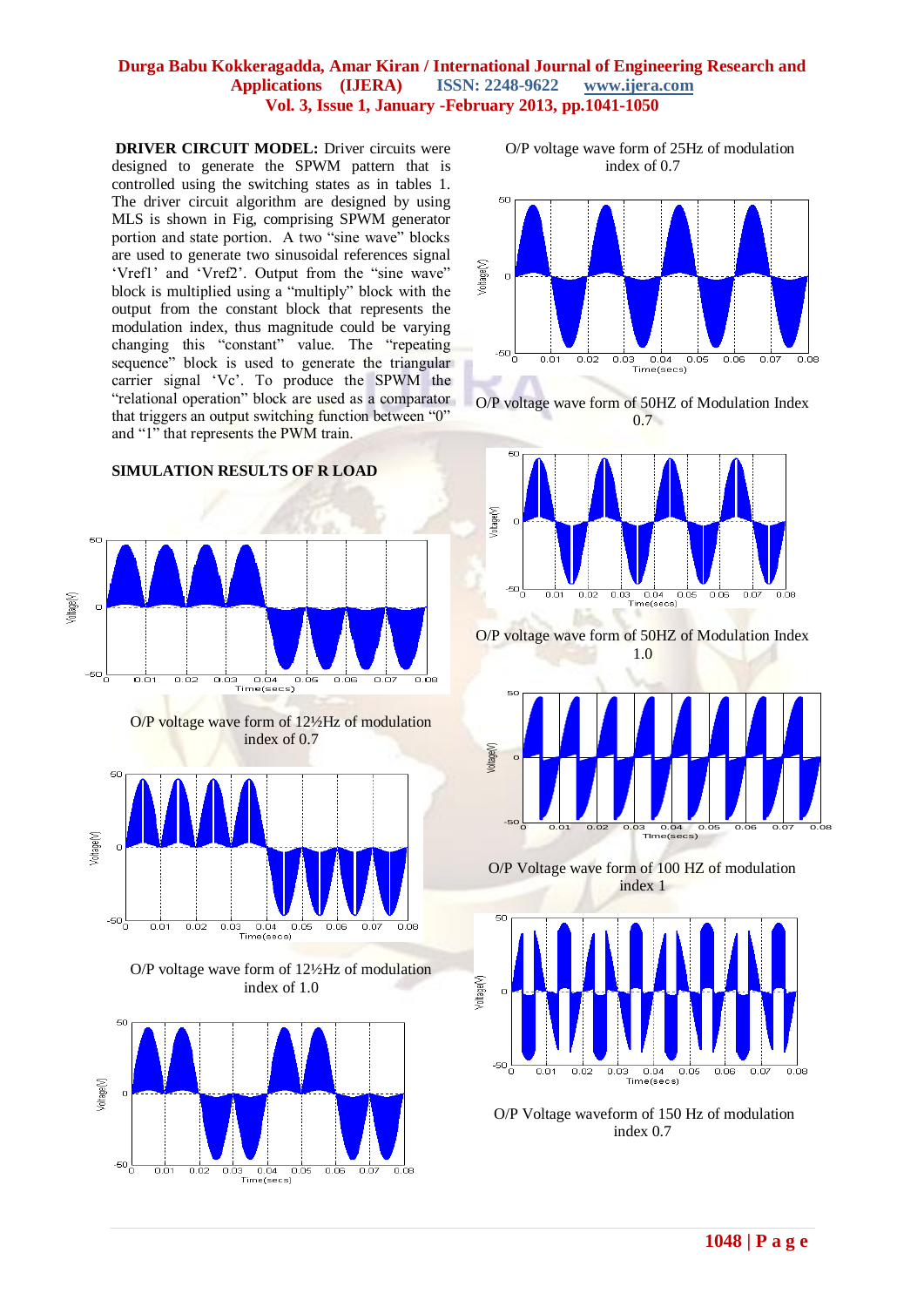**DRIVER CIRCUIT MODEL:** Driver circuits were designed to generate the SPWM pattern that is controlled using the switching states as in tables 1. The driver circuit algorithm are designed by using MLS is shown in Fig, comprising SPWM generator portion and state portion. A two "sine wave" blocks are used to generate two sinusoidal references signal 'Vref1' and 'Vref2'. Output from the "sine wave" block is multiplied using a "multiply" block with the output from the constant block that represents the modulation index, thus magnitude could be varying changing this "constant" value. The "repeating sequence" block is used to generate the triangular carrier signal 'Vc'. To produce the SPWM the "relational operation" block are used as a comparator that triggers an output switching function between "0" and "1" that represents the PWM train.

## SIMULATION RESULTS OF R LOAD

O/P voltage wave form of 12½Hz of modulation index of 0.7

O/P voltage wave form of 12½Hz of modulation index of 1.0

O/P voltage wave form of 25Hz of modulation index of 0.7

O/P voltage wave form of 50HZ of Modulation Index 0.7

O/P voltage wave form of 50HZ of Modulation Index 1.0

O/P Voltage wave form of 100 HZ of modulation index 1

O/P Voltage waveform of 150 Hz of modulation index 0.7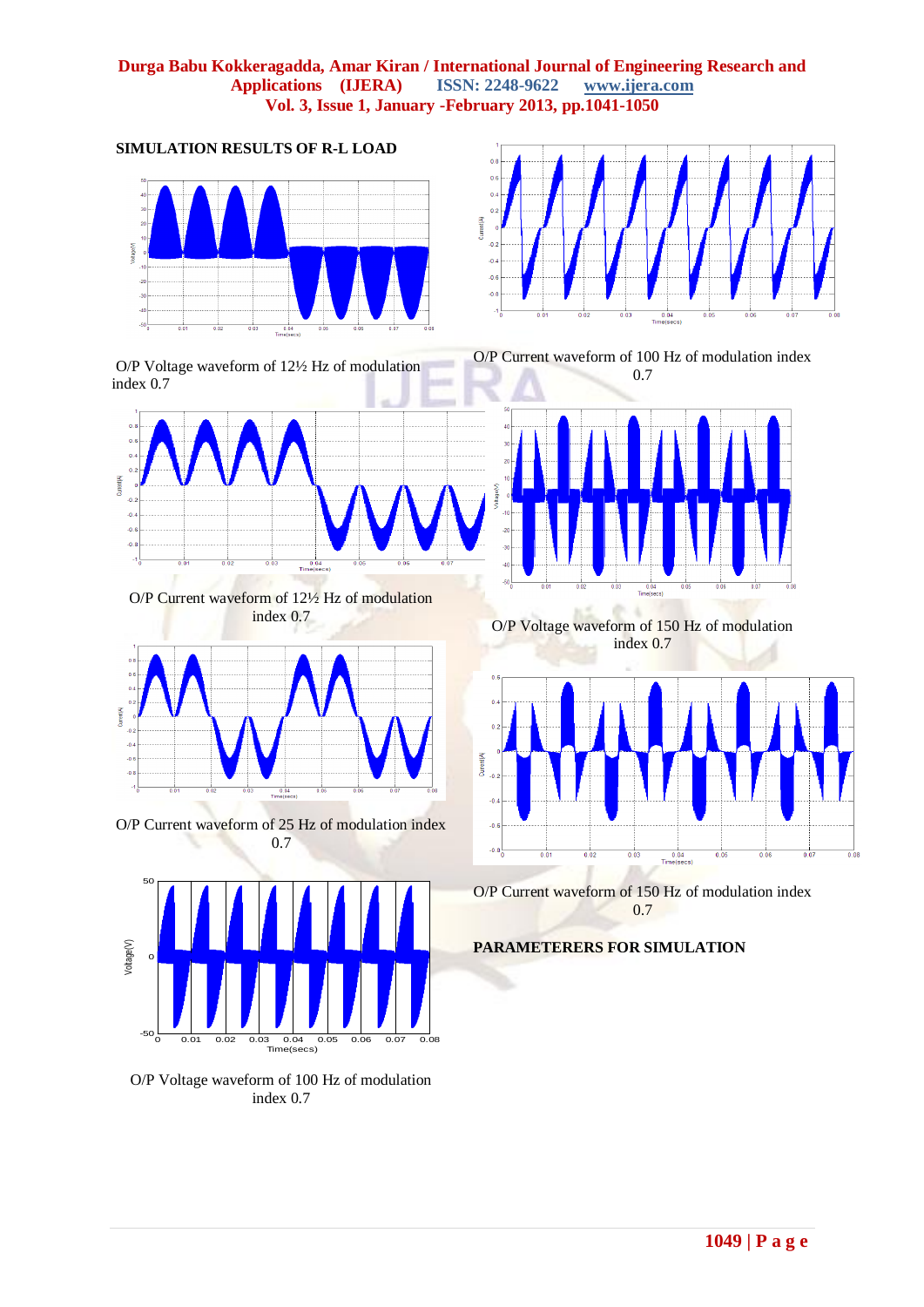**SIMULATION RESULTS OF R-L LOAD**

O/P Voltage waveform of 12½ Hz of modulation index 0.7

O/P Current waveform of 12½ Hz of modulation index 0.7

O/P Current waveform of 25 Hz of modulation index 0.7

O/P Voltage waveform of 100 Hz of modulation index 0.7

O/P Current waveform of 100 Hz of modulation index 0.7

O/P Voltage waveform of 150 Hz of modulation index 0.7

O/P Current waveform of 150 Hz of modulation index 0.7

**PARAMETERERS FOR SIMULATION**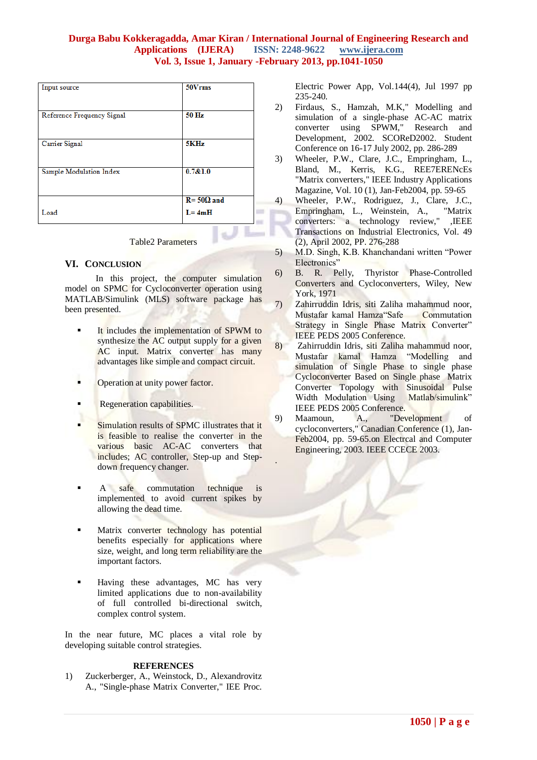| | |
|---|---|
| Input source | 50Vrms |
| Reference Frequency Signal | 50 Hz |
| Carrier Signal | 5KHz |
| Sample Modulation Index | 0.7&1.0 |
| Load | R= 50Ω and L= 4mH |

Table2 Parameters

## VI. CONCLUSION

In this project, the computer simulation model on SPMC for Cycloconverter operation using MATLAB/Simulink (MLS) software package has been presented.

- It includes the implementation of SPWM to synthesize the AC output supply for a given AC input. Matrix converter has many advantages like simple and compact circuit.
- Operation at unity power factor.
- Regeneration capabilities.
- Simulation results of SPMC illustrates that it is feasible to realise the converter in the various basic AC-AC converters that includes; AC controller, Step-up and Step-down frequency changer.
- A safe commutation technique is implemented to avoid current spikes by allowing the dead time.
- Matrix converter technology has potential benefits especially for applications where size, weight, and long term reliability are the important factors.
- Having these advantages, MC has very limited applications due to non-availability of full controlled bi-directional switch, complex control system.

In the near future, MC places a vital role by developing suitable control strategies.

## REFERENCES

1) Zuckerberger, A., Weinstock, D., Alexandrovitz A., "Single-phase Matrix Converter," IEE Proc. Electric Power App, Vol.144(4), Jul 1997 pp 235-240.
2) Firdaus, S., Hamzah, M.K," Modelling and simulation of a single-phase AC-AC matrix converter using SPWM," Research and Development, 2002. SCOReD2002. Student Conference on 16-17 July 2002, pp. 286-289
3) Wheeler, P.W., Clare, J.C., Empringham, L., Bland, M., Kerris, K.G., REE7ERENcEs "Matrix converters," IEEE Industry Applications Magazine, Vol. 10 (1), Jan-Feb2004, pp. 59-65
4) Wheeler, P.W., Rodriguez, J., Clare, J.C., Empringham, L., Weinstein, A., "Matrix converters: a technology review," ,IEEE Transactions on Industrial Electronics, Vol. 49 (2), April 2002, PP. 276-288
5) M.D. Singh, K.B. Khanchandani written "Power Electronics"
6) B. R. Pelly, Thyristor Phase-Controlled Converters and Cycloconverters, Wiley, New York, 1971
7) Zahirruddin Idris, siti Zaliha mahammud noor, Mustafar kamal Hamza"Safe Commutation Strategy in Single Phase Matrix Converter" IEEE PEDS 2005 Conference.
8) Zahirruddin Idris, siti Zaliha mahammud noor, Mustafar kamal Hamza "Modelling and simulation of Single Phase to single phase Cycloconverter Based on Single phase Matrix Converter Topology with Sinusoidal Pulse Width Modulation Using Matlab/simulink" IEEE PEDS 2005 Conference.
9) Maamoun, A., "Development of cycloconverters," Canadian Conference (1), Jan-Feb2004, pp. 59-65.on Electrcal and Computer Engineering, 2003. IEEE CCECE 2003.